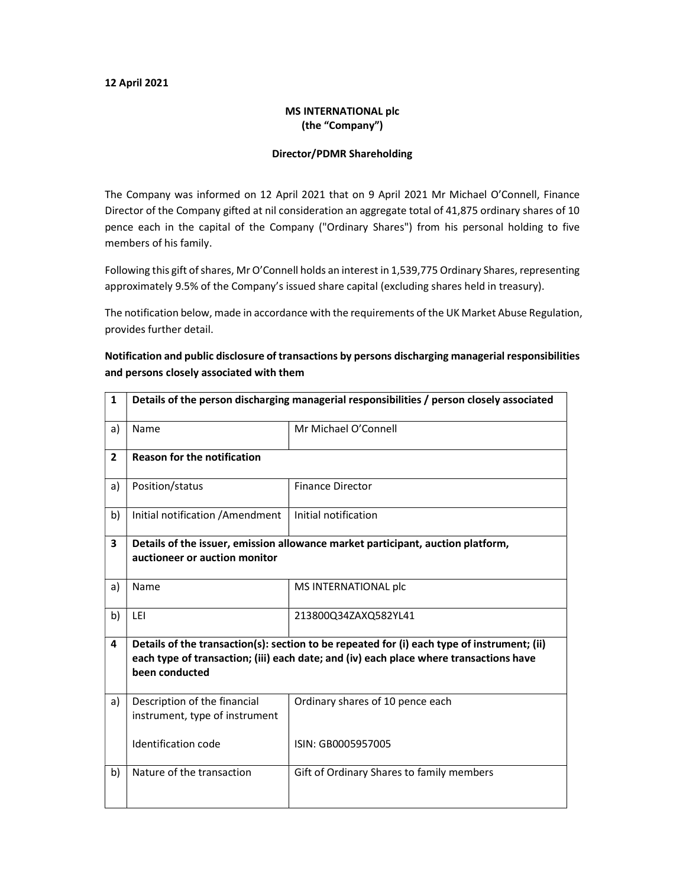**12 April 2021**

**MS INTERNATIONAL plc**
**(the "Company")**

**Director/PDMR Shareholding**

The Company was informed on 12 April 2021 that on 9 April 2021 Mr Michael O'Connell, Finance Director of the Company gifted at nil consideration an aggregate total of 41,875 ordinary shares of 10 pence each in the capital of the Company ("Ordinary Shares") from his personal holding to five members of his family.

Following this gift of shares, Mr O'Connell holds an interest in 1,539,775 Ordinary Shares, representing approximately 9.5% of the Company's issued share capital (excluding shares held in treasury).

The notification below, made in accordance with the requirements of the UK Market Abuse Regulation, provides further detail.

**Notification and public disclosure of transactions by persons discharging managerial responsibilities and persons closely associated with them**

| | | |
|---|---|---|
| **1** | **Details of the person discharging managerial responsibilities / person closely associated** | |
| a) | Name | Mr Michael O'Connell |
| **2** | **Reason for the notification** | |
| a) | Position/status | Finance Director |
| b) | Initial notification /Amendment | Initial notification |
| **3** | **Details of the issuer, emission allowance market participant, auction platform, auctioneer or auction monitor** | |
| a) | Name | MS INTERNATIONAL plc |
| b) | LEI | 213800Q34ZAXQ582YL41 |
| **4** | **Details of the transaction(s): section to be repeated for (i) each type of instrument; (ii) each type of transaction; (iii) each date; and (iv) each place where transactions have been conducted** | |
| a) | Description of the financial instrument, type of instrument<br><br>Identification code | Ordinary shares of 10 pence each<br><br>ISIN: GB0005957005 |
| b) | Nature of the transaction | Gift of Ordinary Shares to family members |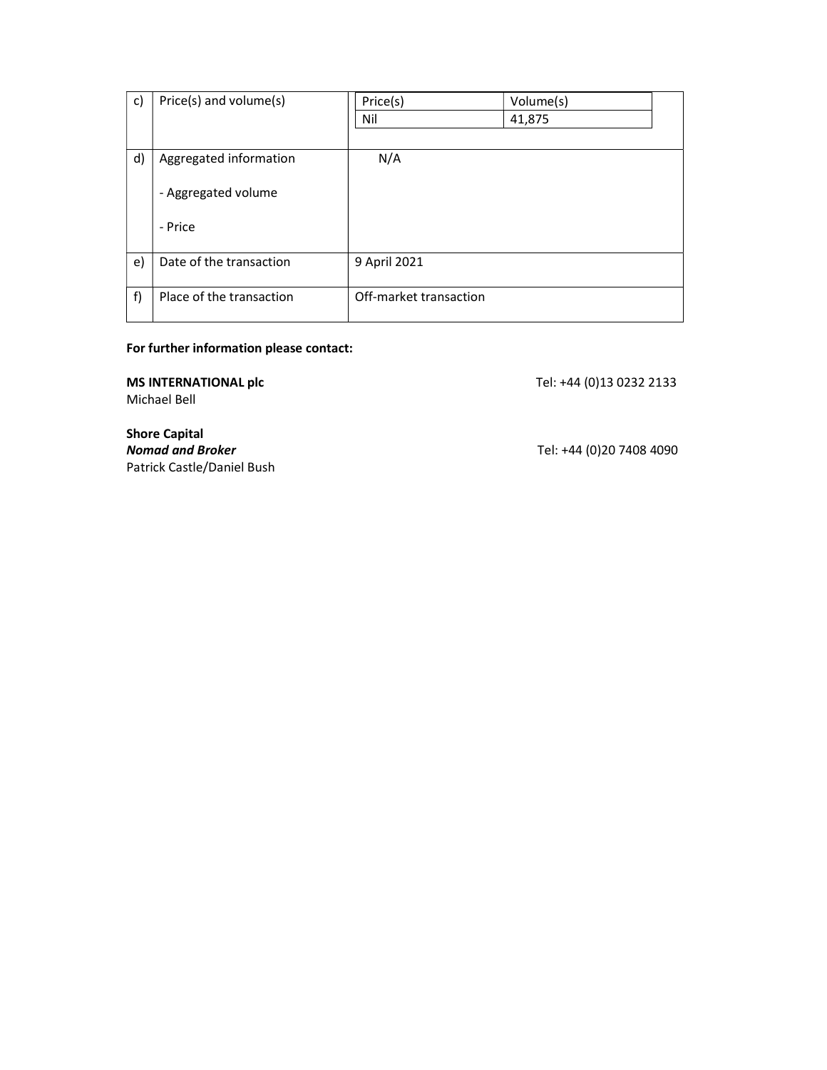| | | |
|---|---|---|
| c) | Price(s) and volume(s) | Price(s): Nil<br>Volume(s): 41,875 |
| d) | Aggregated information<br><br>- Aggregated volume<br><br>- Price | N/A |
| e) | Date of the transaction | 9 April 2021 |
| f) | Place of the transaction | Off-market transaction |

**For further information please contact:**

**MS INTERNATIONAL plc** Tel: +44 (0)13 0232 2133
Michael Bell

**Shore Capital**
***Nomad and Broker*** Tel: +44 (0)20 7408 4090
Patrick Castle/Daniel Bush